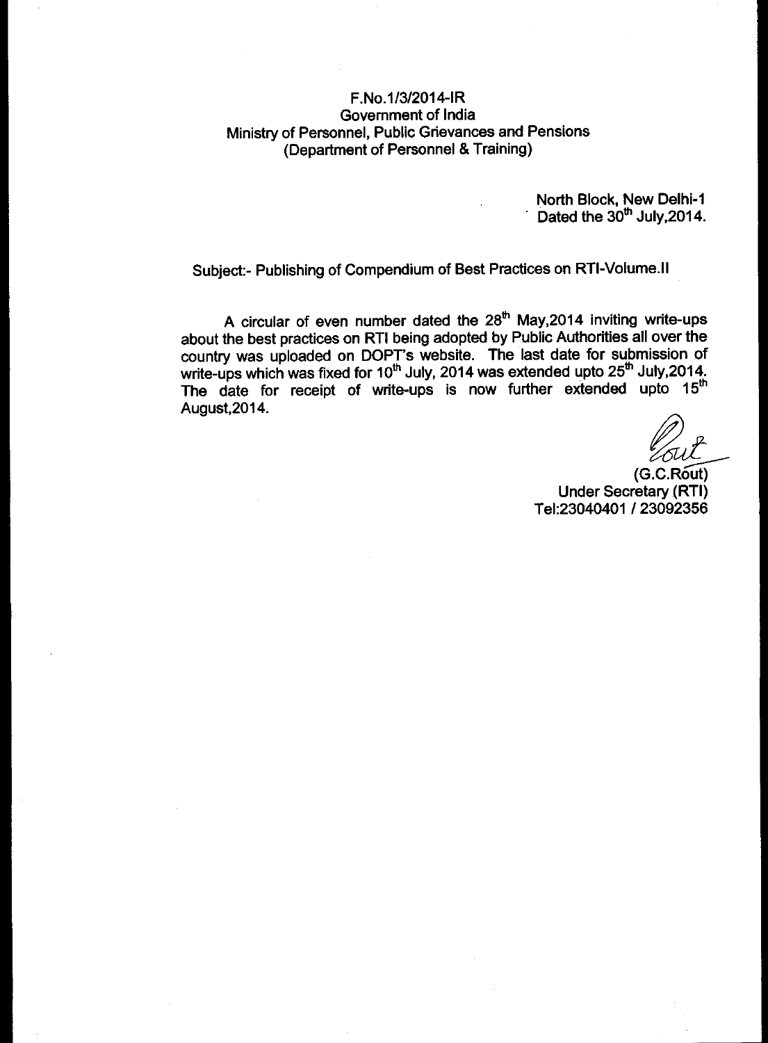F.No.1/3/2014-IR
Government of India
Ministry of Personnel, Public Grievances and Pensions
(Department of Personnel & Training)

North Block, New Delhi-1
Dated the 30th July,2014.

Subject:- Publishing of Compendium of Best Practices on RTI-Volume.II

A circular of even number dated the 28th May,2014 inviting write-ups about the best practices on RTI being adopted by Public Authorities all over the country was uploaded on DOPT's website. The last date for submission of write-ups which was fixed for 10th July, 2014 was extended upto 25th July,2014. The date for receipt of write-ups is now further extended upto 15th August,2014.

(G.C.Rout)
Under Secretary (RTI)
Tel:23040401 / 23092356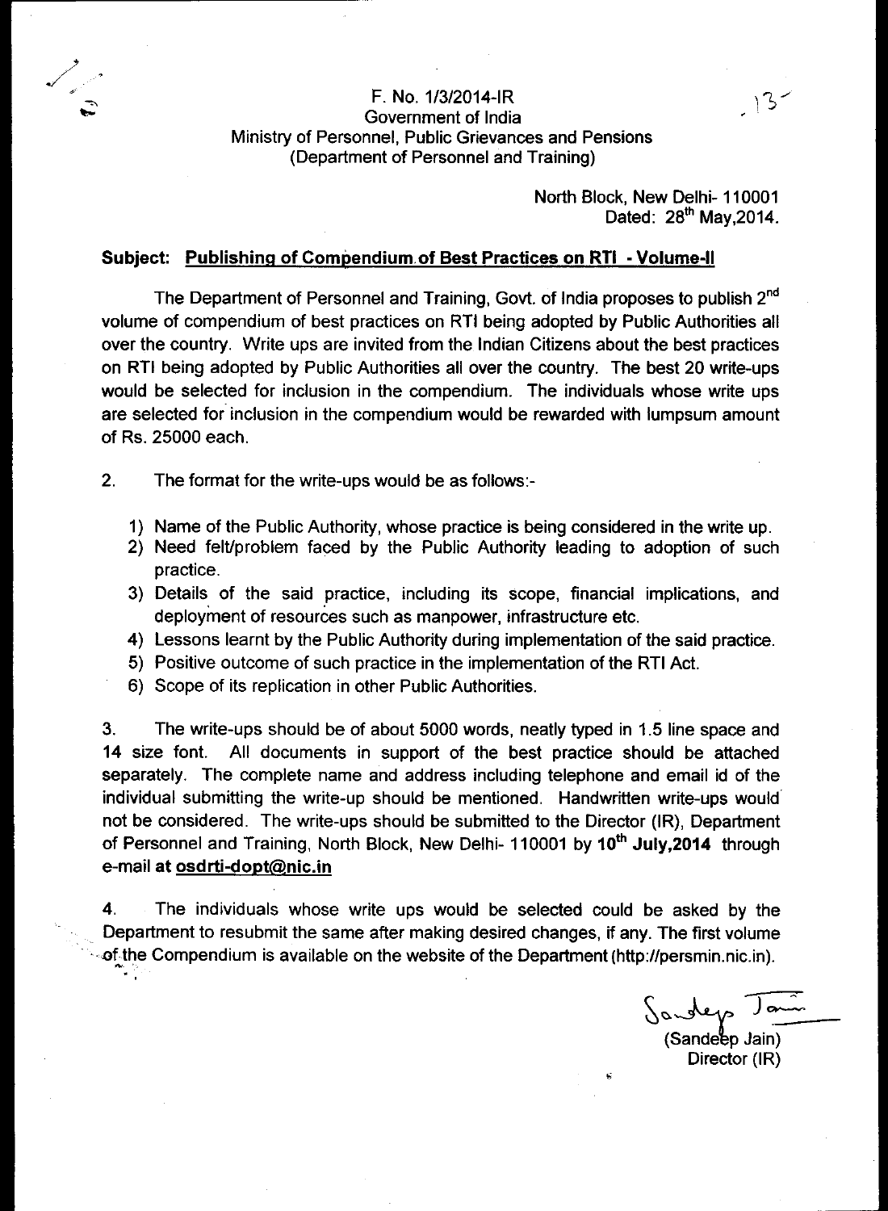F. No. 1/3/2014-IR
Government of India
Ministry of Personnel, Public Grievances and Pensions
(Department of Personnel and Training)

North Block, New Delhi- 110001
Dated: 28th May,2014.

**Subject: Publishing of Compendium of Best Practices on RTI - Volume-II**

The Department of Personnel and Training, Govt. of India proposes to publish 2nd volume of compendium of best practices on RTI being adopted by Public Authorities all over the country. Write ups are invited from the Indian Citizens about the best practices on RTI being adopted by Public Authorities all over the country. The best 20 write-ups would be selected for inclusion in the compendium. The individuals whose write ups are selected for inclusion in the compendium would be rewarded with lumpsum amount of Rs. 25000 each.

2. The format for the write-ups would be as follows:-

1) Name of the Public Authority, whose practice is being considered in the write up.
2) Need felt/problem faced by the Public Authority leading to adoption of such practice.
3) Details of the said practice, including its scope, financial implications, and deployment of resources such as manpower, infrastructure etc.
4) Lessons learnt by the Public Authority during implementation of the said practice.
5) Positive outcome of such practice in the implementation of the RTI Act.
6) Scope of its replication in other Public Authorities.

3. The write-ups should be of about 5000 words, neatly typed in 1.5 line space and 14 size font. All documents in support of the best practice should be attached separately. The complete name and address including telephone and email id of the individual submitting the write-up should be mentioned. Handwritten write-ups would not be considered. The write-ups should be submitted to the Director (IR), Department of Personnel and Training, North Block, New Delhi- 110001 by **10th July,2014** through e-mail **at osdrti-dopt@nic.in**

4. The individuals whose write ups would be selected could be asked by the Department to resubmit the same after making desired changes, if any. The first volume of the Compendium is available on the website of the Department (http://persmin.nic.in).

(Sandeep Jain)
Director (IR)